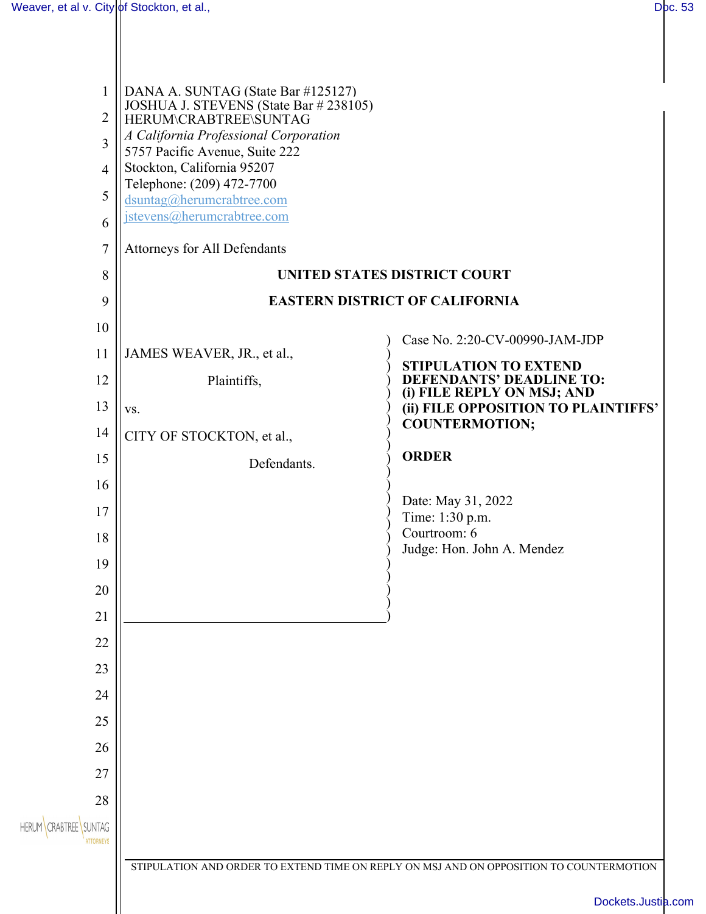DANA A. SUNTAG (State Bar #125127)
JOSHUA J. STEVENS (State Bar # 238105)
HERUM\CRABTREE\SUNTAG
*A California Professional Corporation*
5757 Pacific Avenue, Suite 222
Stockton, California 95207
Telephone: (209) 472-7700
dsuntag@herumcrabtree.com
jstevens@herumcrabtree.com

Attorneys for All Defendants

**UNITED STATES DISTRICT COURT**

**EASTERN DISTRICT OF CALIFORNIA**

JAMES WEAVER, JR., et al.,

Plaintiffs,

vs.

CITY OF STOCKTON, et al.,

Defendants.

Case No. 2:20-CV-00990-JAM-JDP

**STIPULATION TO EXTEND DEFENDANTS' DEADLINE TO: (i) FILE REPLY ON MSJ; AND (ii) FILE OPPOSITION TO PLAINTIFFS' COUNTERMOTION;**

**ORDER**

Date: May 31, 2022
Time: 1:30 p.m.
Courtroom: 6
Judge: Hon. John A. Mendez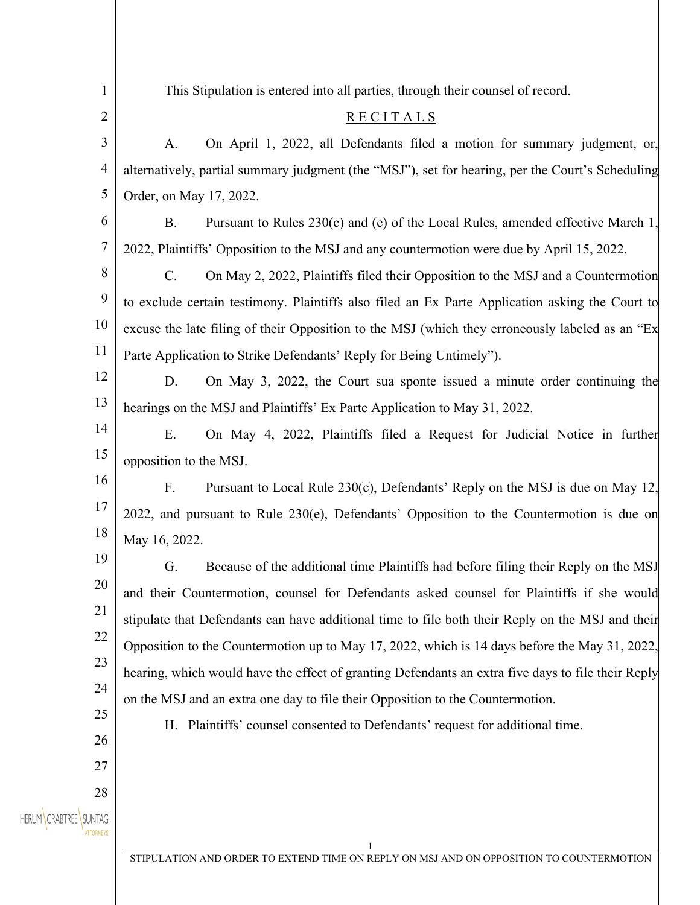This Stipulation is entered into all parties, through their counsel of record.

## R E C I T A L S

A. On April 1, 2022, all Defendants filed a motion for summary judgment, or, alternatively, partial summary judgment (the "MSJ"), set for hearing, per the Court's Scheduling Order, on May 17, 2022.

B. Pursuant to Rules 230(c) and (e) of the Local Rules, amended effective March 1, 2022, Plaintiffs' Opposition to the MSJ and any countermotion were due by April 15, 2022.

C. On May 2, 2022, Plaintiffs filed their Opposition to the MSJ and a Countermotion to exclude certain testimony. Plaintiffs also filed an Ex Parte Application asking the Court to excuse the late filing of their Opposition to the MSJ (which they erroneously labeled as an "Ex Parte Application to Strike Defendants' Reply for Being Untimely").

D. On May 3, 2022, the Court sua sponte issued a minute order continuing the hearings on the MSJ and Plaintiffs' Ex Parte Application to May 31, 2022.

E. On May 4, 2022, Plaintiffs filed a Request for Judicial Notice in further opposition to the MSJ.

F. Pursuant to Local Rule 230(c), Defendants' Reply on the MSJ is due on May 12, 2022, and pursuant to Rule 230(e), Defendants' Opposition to the Countermotion is due on May 16, 2022.

G. Because of the additional time Plaintiffs had before filing their Reply on the MSJ and their Countermotion, counsel for Defendants asked counsel for Plaintiffs if she would stipulate that Defendants can have additional time to file both their Reply on the MSJ and their Opposition to the Countermotion up to May 17, 2022, which is 14 days before the May 31, 2022, hearing, which would have the effect of granting Defendants an extra five days to file their Reply on the MSJ and an extra one day to file their Opposition to the Countermotion.

H. Plaintiffs' counsel consented to Defendants' request for additional time.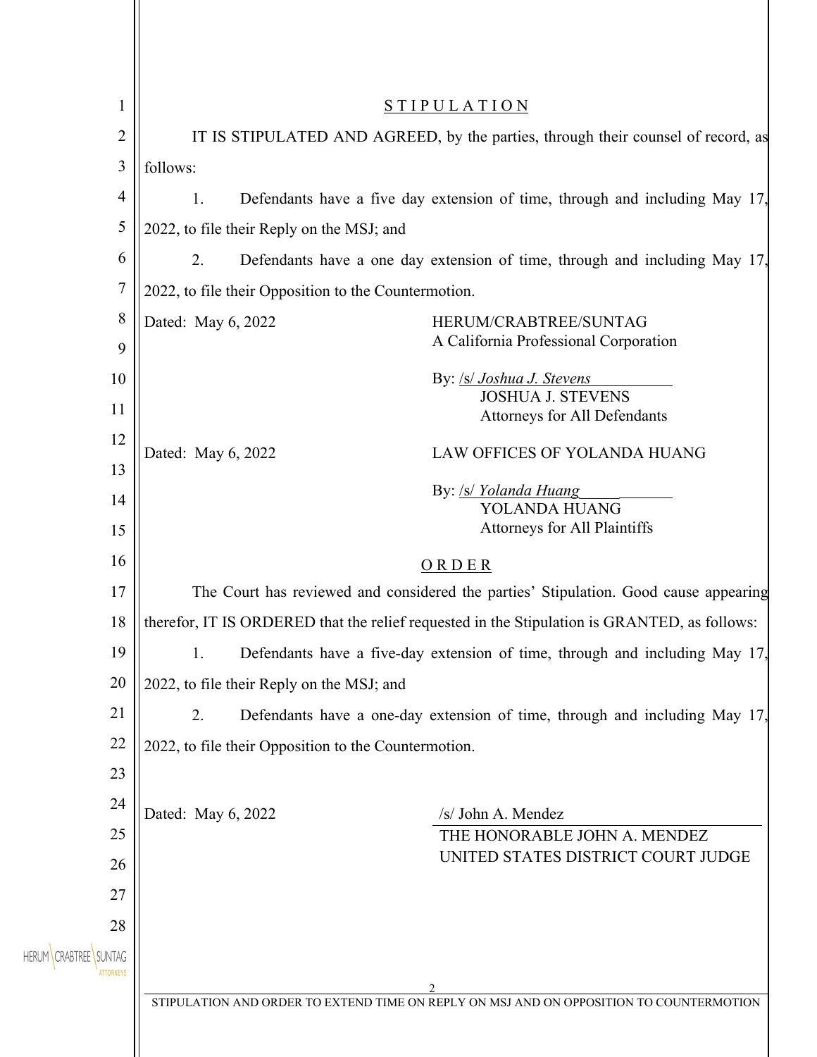## STIPULATION

IT IS STIPULATED AND AGREED, by the parties, through their counsel of record, as follows:

1. Defendants have a five day extension of time, through and including May 17, 2022, to file their Reply on the MSJ; and

2. Defendants have a one day extension of time, through and including May 17, 2022, to file their Opposition to the Countermotion.

Dated: May 6, 2022

HERUM/CRABTREE/SUNTAG
A California Professional Corporation

By: /s/ *Joshua J. Stevens*
JOSHUA J. STEVENS
Attorneys for All Defendants

Dated: May 6, 2022

LAW OFFICES OF YOLANDA HUANG

By: /s/ *Yolanda Huang*
YOLANDA HUANG
Attorneys for All Plaintiffs

## ORDER

The Court has reviewed and considered the parties' Stipulation. Good cause appearing therefor, IT IS ORDERED that the relief requested in the Stipulation is GRANTED, as follows:

1. Defendants have a five-day extension of time, through and including May 17, 2022, to file their Reply on the MSJ; and

2. Defendants have a one-day extension of time, through and including May 17, 2022, to file their Opposition to the Countermotion.

Dated: May 6, 2022

/s/ John A. Mendez
THE HONORABLE JOHN A. MENDEZ
UNITED STATES DISTRICT COURT JUDGE